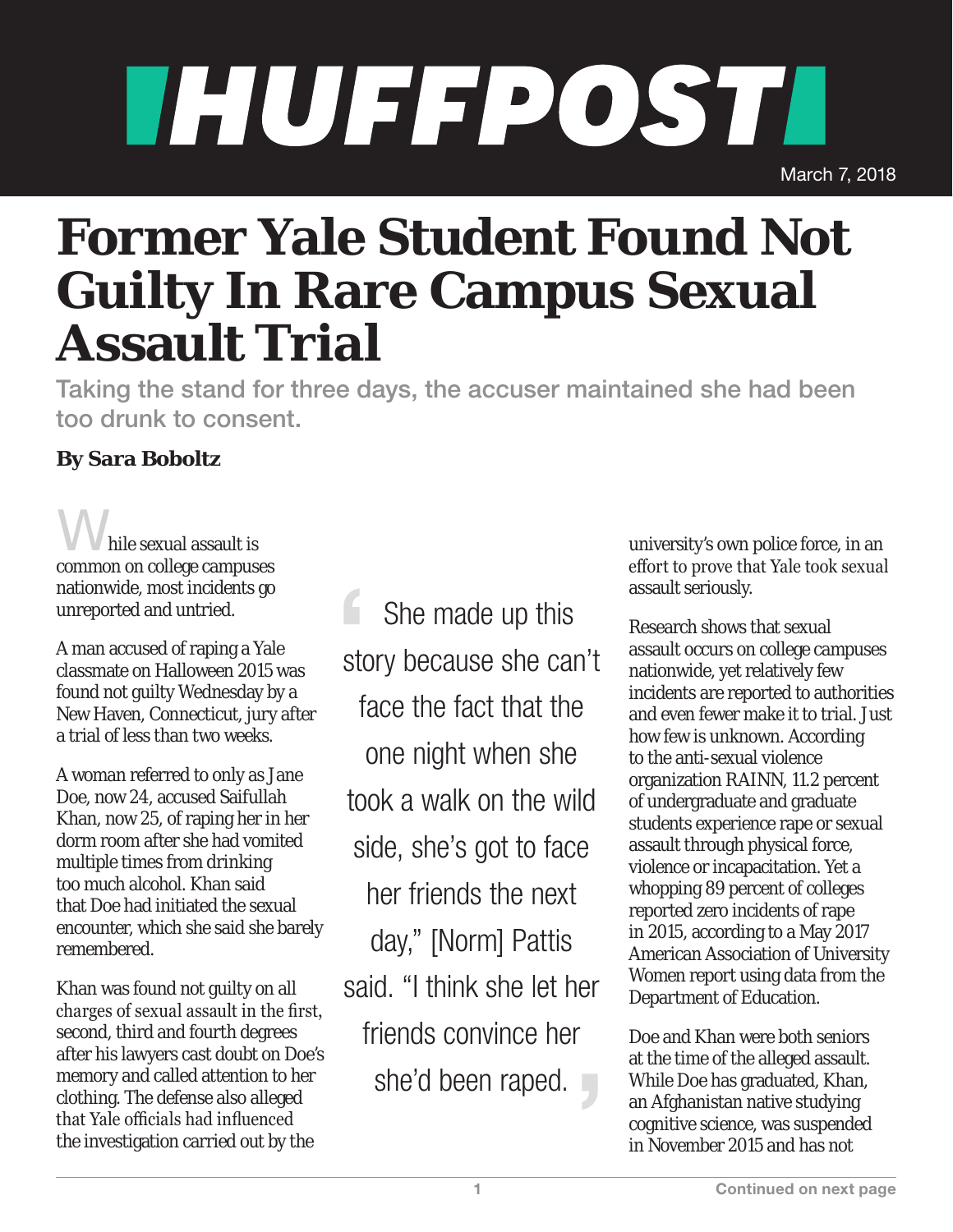# HUFFPOST

March 7, 2018

# Former Yale Student Found Not Guilty In Rare Campus Sexual Assault Trial

## Taking the stand for three days, the accuser maintained she had been too drunk to consent.

**By Sara Boboltz**

While sexual assault is common on college campuses nationwide, most incidents go unreported and untried.

A man accused of raping a Yale classmate on Halloween 2015 was found not guilty Wednesday by a New Haven, Connecticut, jury after a trial of less than two weeks.

A woman referred to only as Jane Doe, now 24, accused Saifullah Khan, now 25, of raping her in her dorm room after she had vomited multiple times from drinking too much alcohol. Khan said that Doe had initiated the sexual encounter, which she said she barely remembered.

Khan was found not guilty on all charges of sexual assault in the first, second, third and fourth degrees after his lawyers cast doubt on Doe's memory and called attention to her clothing. The defense also alleged that Yale officials had influenced the investigation carried out by the university's own police force, in an effort to prove that Yale took sexual assault seriously.

> She made up this story because she can't face the fact that the one night when she took a walk on the wild side, she's got to face her friends the next day," [Norm] Pattis said. "I think she let her friends convince her she'd been raped.

Research shows that sexual assault occurs on college campuses nationwide, yet relatively few incidents are reported to authorities and even fewer make it to trial. Just how few is unknown. According to the anti-sexual violence organization RAINN, 11.2 percent of undergraduate and graduate students experience rape or sexual assault through physical force, violence or incapacitation. Yet a whopping 89 percent of colleges reported zero incidents of rape in 2015, according to a May 2017 American Association of University Women report using data from the Department of Education.

Doe and Khan were both seniors at the time of the alleged assault. While Doe has graduated, Khan, an Afghanistan native studying cognitive science, was suspended in November 2015 and has not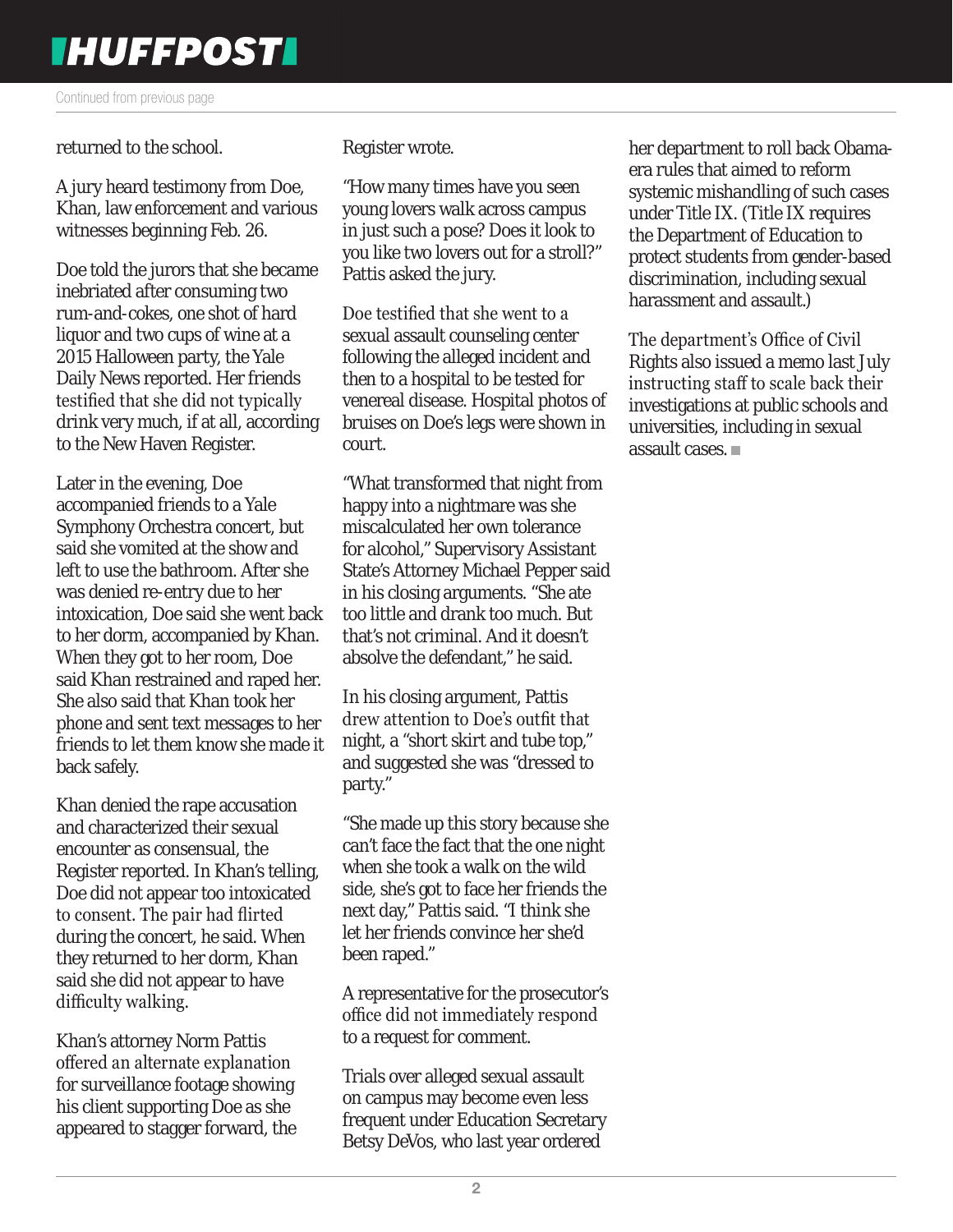returned to the school.

A jury heard testimony from Doe, Khan, law enforcement and various witnesses beginning Feb. 26.

Doe told the jurors that she became inebriated after consuming two rum-and-cokes, one shot of hard liquor and two cups of wine at a 2015 Halloween party, the Yale Daily News reported. Her friends testified that she did not typically drink very much, if at all, according to the New Haven Register.

Later in the evening, Doe accompanied friends to a Yale Symphony Orchestra concert, but said she vomited at the show and left to use the bathroom. After she was denied re-entry due to her intoxication, Doe said she went back to her dorm, accompanied by Khan. When they got to her room, Doe said Khan restrained and raped her. She also said that Khan took her phone and sent text messages to her friends to let them know she made it back safely.

Khan denied the rape accusation and characterized their sexual encounter as consensual, the Register reported. In Khan's telling, Doe did not appear too intoxicated to consent. The pair had flirted during the concert, he said. When they returned to her dorm, Khan said she did not appear to have difficulty walking.

Khan's attorney Norm Pattis offered an alternate explanation for surveillance footage showing his client supporting Doe as she appeared to stagger forward, the Register wrote.

"How many times have you seen young lovers walk across campus in just such a pose? Does it look to you like two lovers out for a stroll?" Pattis asked the jury.

Doe testified that she went to a sexual assault counseling center following the alleged incident and then to a hospital to be tested for venereal disease. Hospital photos of bruises on Doe's legs were shown in court.

"What transformed that night from happy into a nightmare was she miscalculated her own tolerance for alcohol," Supervisory Assistant State's Attorney Michael Pepper said in his closing arguments. "She ate too little and drank too much. But that's not criminal. And it doesn't absolve the defendant," he said.

In his closing argument, Pattis drew attention to Doe's outfit that night, a "short skirt and tube top," and suggested she was "dressed to party."

"She made up this story because she can't face the fact that the one night when she took a walk on the wild side, she's got to face her friends the next day," Pattis said. "I think she let her friends convince her she'd been raped."

A representative for the prosecutor's office did not immediately respond to a request for comment.

Trials over alleged sexual assault on campus may become even less frequent under Education Secretary Betsy DeVos, who last year ordered her department to roll back Obama-era rules that aimed to reform systemic mishandling of such cases under Title IX. (Title IX requires the Department of Education to protect students from gender-based discrimination, including sexual harassment and assault.)

The department's Office of Civil Rights also issued a memo last July instructing staff to scale back their investigations at public schools and universities, including in sexual assault cases. ■